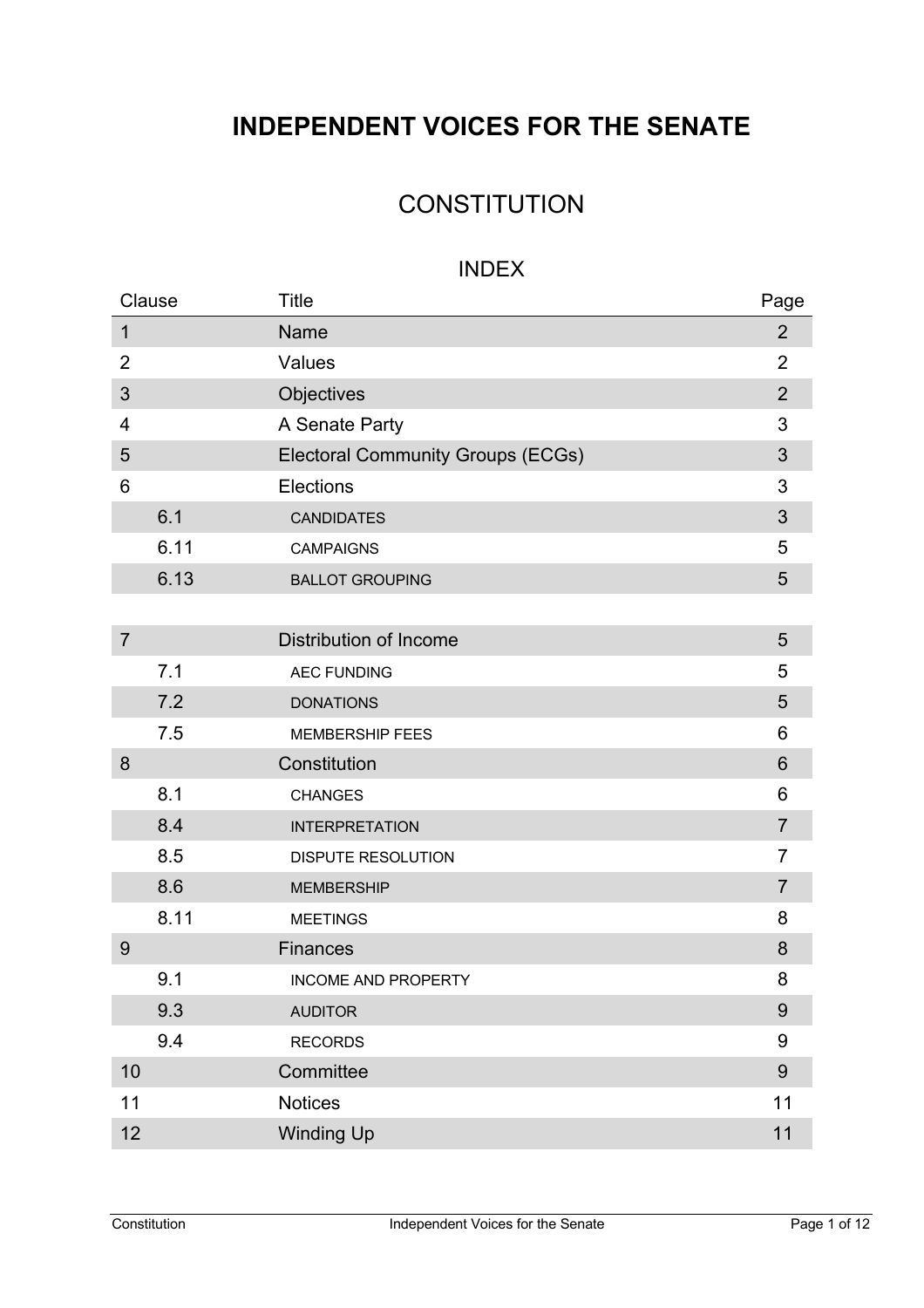# INDEPENDENT VOICES FOR THE SENATE

## CONSTITUTION

### INDEX

| Clause | Title | Page |
|---|---|---|
| 1 | Name | 2 |
| 2 | Values | 2 |
| 3 | Objectives | 2 |
| 4 | A Senate Party | 3 |
| 5 | Electoral Community Groups (ECGs) | 3 |
| 6 | Elections | 3 |
| 6.1 | CANDIDATES | 3 |
| 6.11 | CAMPAIGNS | 5 |
| 6.13 | BALLOT GROUPING | 5 |
| 7 | Distribution of Income | 5 |
| 7.1 | AEC FUNDING | 5 |
| 7.2 | DONATIONS | 5 |
| 7.5 | MEMBERSHIP FEES | 6 |
| 8 | Constitution | 6 |
| 8.1 | CHANGES | 6 |
| 8.4 | INTERPRETATION | 7 |
| 8.5 | DISPUTE RESOLUTION | 7 |
| 8.6 | MEMBERSHIP | 7 |
| 8.11 | MEETINGS | 8 |
| 9 | Finances | 8 |
| 9.1 | INCOME AND PROPERTY | 8 |
| 9.3 | AUDITOR | 9 |
| 9.4 | RECORDS | 9 |
| 10 | Committee | 9 |
| 11 | Notices | 11 |
| 12 | Winding Up | 11 |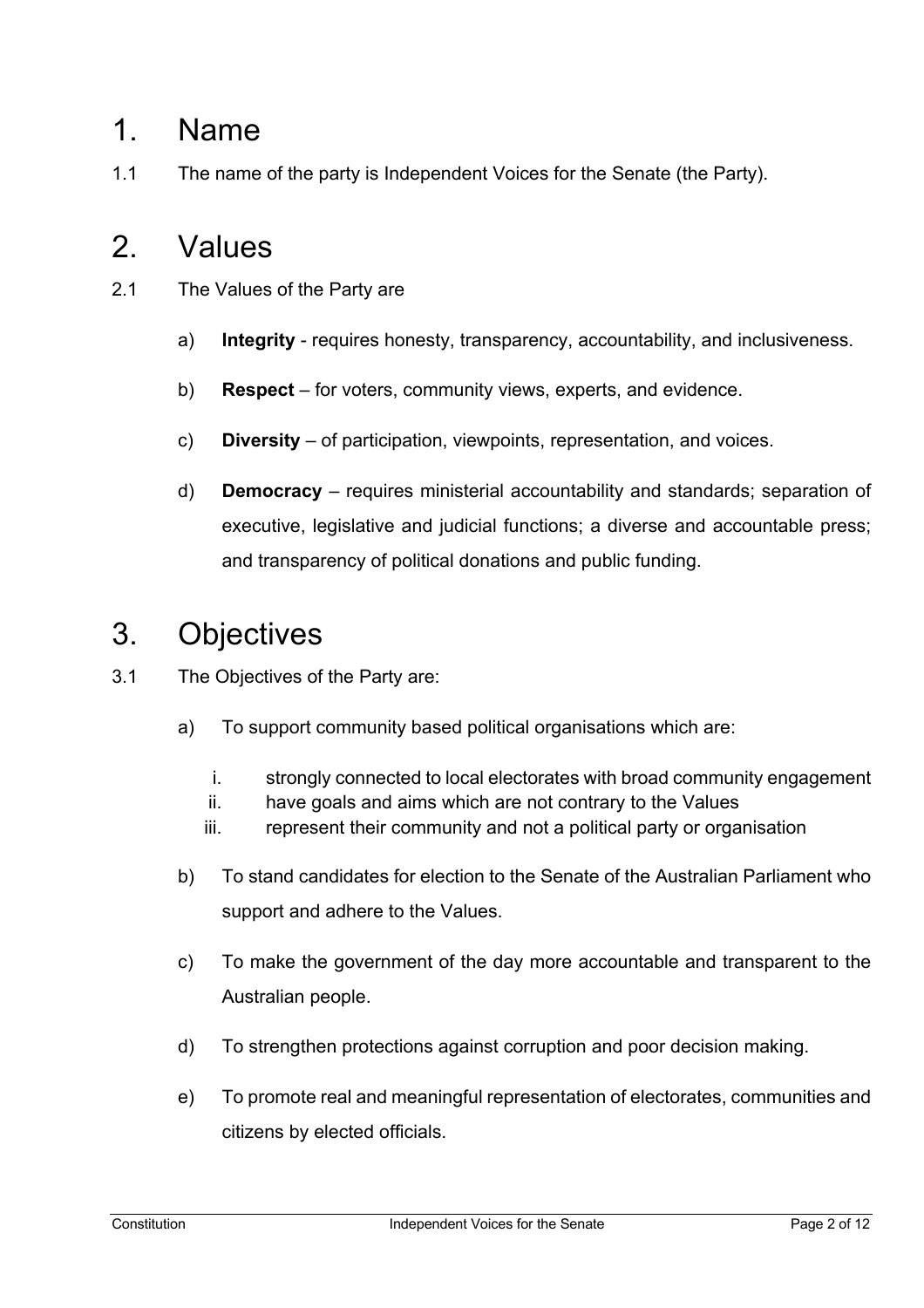# 1. Name

1.1 The name of the party is Independent Voices for the Senate (the Party).

# 2. Values

2.1 The Values of the Party are

a) **Integrity** - requires honesty, transparency, accountability, and inclusiveness.

b) **Respect** – for voters, community views, experts, and evidence.

c) **Diversity** – of participation, viewpoints, representation, and voices.

d) **Democracy** – requires ministerial accountability and standards; separation of executive, legislative and judicial functions; a diverse and accountable press; and transparency of political donations and public funding.

# 3. Objectives

3.1 The Objectives of the Party are:

a) To support community based political organisations which are:

i. strongly connected to local electorates with broad community engagement
ii. have goals and aims which are not contrary to the Values
iii. represent their community and not a political party or organisation

b) To stand candidates for election to the Senate of the Australian Parliament who support and adhere to the Values.

c) To make the government of the day more accountable and transparent to the Australian people.

d) To strengthen protections against corruption and poor decision making.

e) To promote real and meaningful representation of electorates, communities and citizens by elected officials.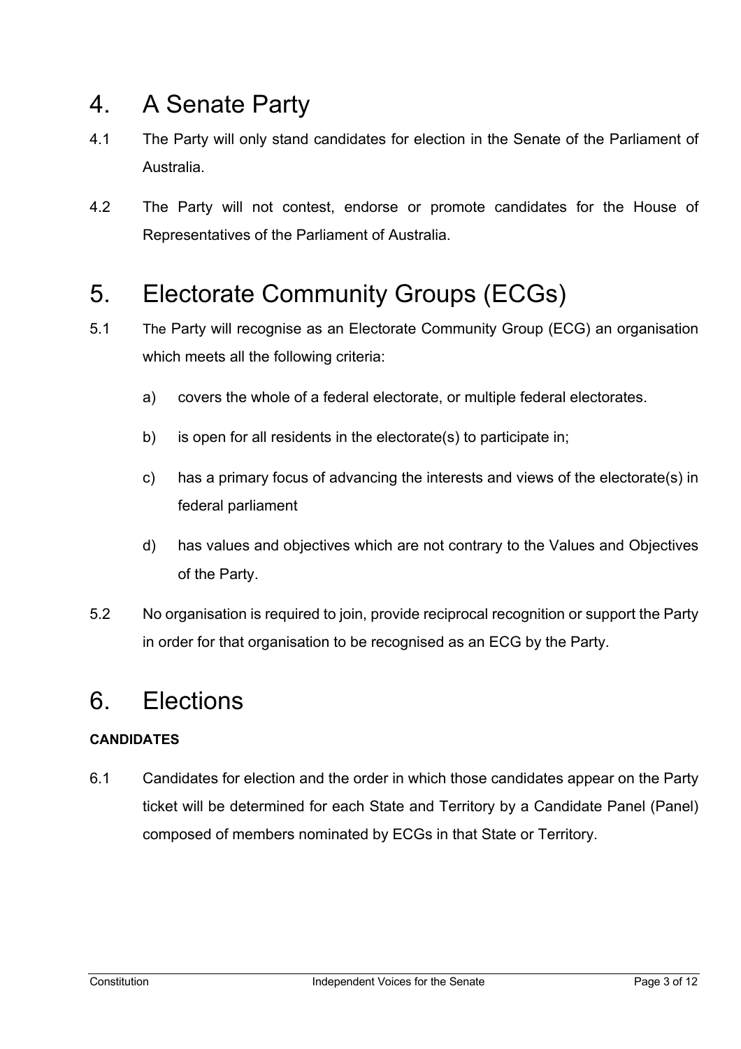# 4. A Senate Party

4.1 The Party will only stand candidates for election in the Senate of the Parliament of Australia.

4.2 The Party will not contest, endorse or promote candidates for the House of Representatives of the Parliament of Australia.

# 5. Electorate Community Groups (ECGs)

5.1 The Party will recognise as an Electorate Community Group (ECG) an organisation which meets all the following criteria:

a) covers the whole of a federal electorate, or multiple federal electorates.

b) is open for all residents in the electorate(s) to participate in;

c) has a primary focus of advancing the interests and views of the electorate(s) in federal parliament

d) has values and objectives which are not contrary to the Values and Objectives of the Party.

5.2 No organisation is required to join, provide reciprocal recognition or support the Party in order for that organisation to be recognised as an ECG by the Party.

# 6. Elections

**CANDIDATES**

6.1 Candidates for election and the order in which those candidates appear on the Party ticket will be determined for each State and Territory by a Candidate Panel (Panel) composed of members nominated by ECGs in that State or Territory.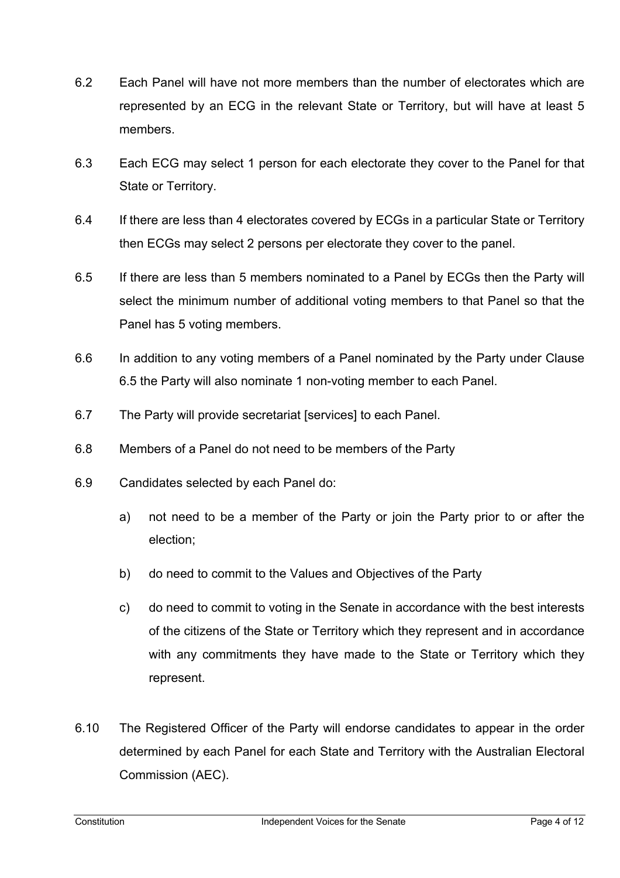6.2 Each Panel will have not more members than the number of electorates which are represented by an ECG in the relevant State or Territory, but will have at least 5 members.

6.3 Each ECG may select 1 person for each electorate they cover to the Panel for that State or Territory.

6.4 If there are less than 4 electorates covered by ECGs in a particular State or Territory then ECGs may select 2 persons per electorate they cover to the panel.

6.5 If there are less than 5 members nominated to a Panel by ECGs then the Party will select the minimum number of additional voting members to that Panel so that the Panel has 5 voting members.

6.6 In addition to any voting members of a Panel nominated by the Party under Clause 6.5 the Party will also nominate 1 non-voting member to each Panel.

6.7 The Party will provide secretariat [services] to each Panel.

6.8 Members of a Panel do not need to be members of the Party

6.9 Candidates selected by each Panel do:

a) not need to be a member of the Party or join the Party prior to or after the election;

b) do need to commit to the Values and Objectives of the Party

c) do need to commit to voting in the Senate in accordance with the best interests of the citizens of the State or Territory which they represent and in accordance with any commitments they have made to the State or Territory which they represent.

6.10 The Registered Officer of the Party will endorse candidates to appear in the order determined by each Panel for each State and Territory with the Australian Electoral Commission (AEC).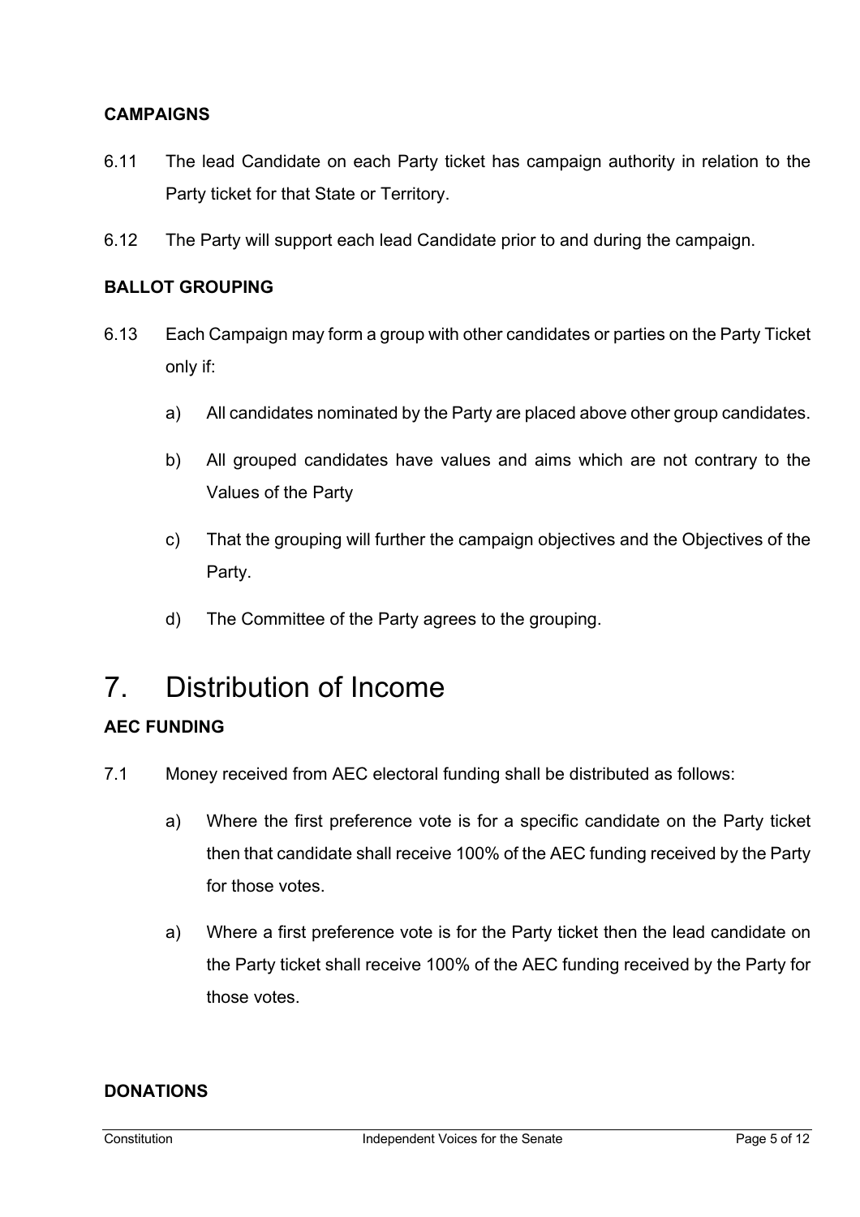**CAMPAIGNS**

6.11 The lead Candidate on each Party ticket has campaign authority in relation to the Party ticket for that State or Territory.

6.12 The Party will support each lead Candidate prior to and during the campaign.

**BALLOT GROUPING**

6.13 Each Campaign may form a group with other candidates or parties on the Party Ticket only if:

a) All candidates nominated by the Party are placed above other group candidates.

b) All grouped candidates have values and aims which are not contrary to the Values of the Party

c) That the grouping will further the campaign objectives and the Objectives of the Party.

d) The Committee of the Party agrees to the grouping.

# 7. Distribution of Income

**AEC FUNDING**

7.1 Money received from AEC electoral funding shall be distributed as follows:

a) Where the first preference vote is for a specific candidate on the Party ticket then that candidate shall receive 100% of the AEC funding received by the Party for those votes.

a) Where a first preference vote is for the Party ticket then the lead candidate on the Party ticket shall receive 100% of the AEC funding received by the Party for those votes.

**DONATIONS**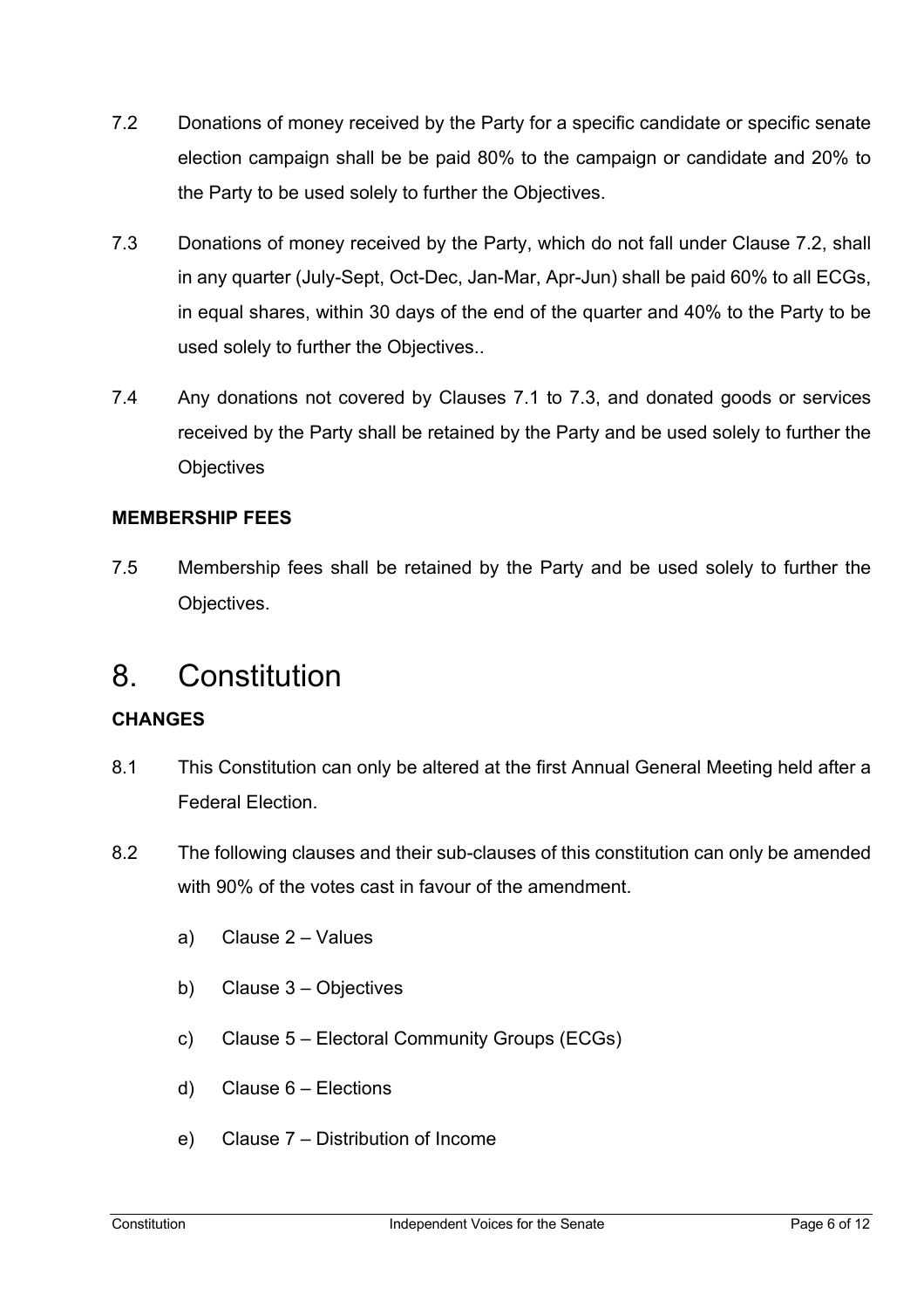7.2 Donations of money received by the Party for a specific candidate or specific senate election campaign shall be be paid 80% to the campaign or candidate and 20% to the Party to be used solely to further the Objectives.

7.3 Donations of money received by the Party, which do not fall under Clause 7.2, shall in any quarter (July-Sept, Oct-Dec, Jan-Mar, Apr-Jun) shall be paid 60% to all ECGs, in equal shares, within 30 days of the end of the quarter and 40% to the Party to be used solely to further the Objectives..

7.4 Any donations not covered by Clauses 7.1 to 7.3, and donated goods or services received by the Party shall be retained by the Party and be used solely to further the Objectives

**MEMBERSHIP FEES**

7.5 Membership fees shall be retained by the Party and be used solely to further the Objectives.

# 8. Constitution

**CHANGES**

8.1 This Constitution can only be altered at the first Annual General Meeting held after a Federal Election.

8.2 The following clauses and their sub-clauses of this constitution can only be amended with 90% of the votes cast in favour of the amendment.

a) Clause 2 – Values

b) Clause 3 – Objectives

c) Clause 5 – Electoral Community Groups (ECGs)

d) Clause 6 – Elections

e) Clause 7 – Distribution of Income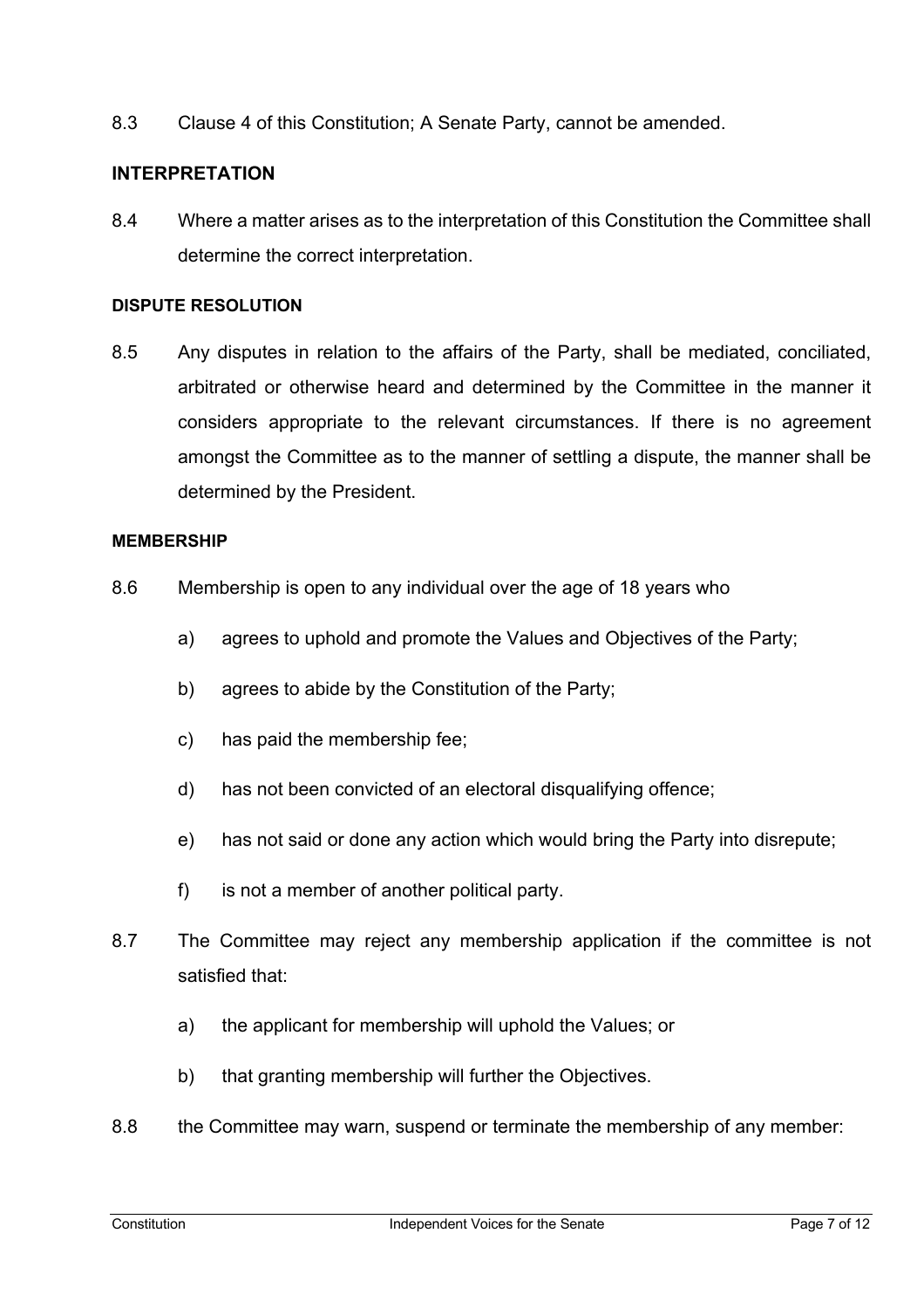8.3 Clause 4 of this Constitution; A Senate Party, cannot be amended.

## INTERPRETATION

8.4 Where a matter arises as to the interpretation of this Constitution the Committee shall determine the correct interpretation.

### DISPUTE RESOLUTION

8.5 Any disputes in relation to the affairs of the Party, shall be mediated, conciliated, arbitrated or otherwise heard and determined by the Committee in the manner it considers appropriate to the relevant circumstances. If there is no agreement amongst the Committee as to the manner of settling a dispute, the manner shall be determined by the President.

### MEMBERSHIP

8.6 Membership is open to any individual over the age of 18 years who

a) agrees to uphold and promote the Values and Objectives of the Party;

b) agrees to abide by the Constitution of the Party;

c) has paid the membership fee;

d) has not been convicted of an electoral disqualifying offence;

e) has not said or done any action which would bring the Party into disrepute;

f) is not a member of another political party.

8.7 The Committee may reject any membership application if the committee is not satisfied that:

a) the applicant for membership will uphold the Values; or

b) that granting membership will further the Objectives.

8.8 the Committee may warn, suspend or terminate the membership of any member: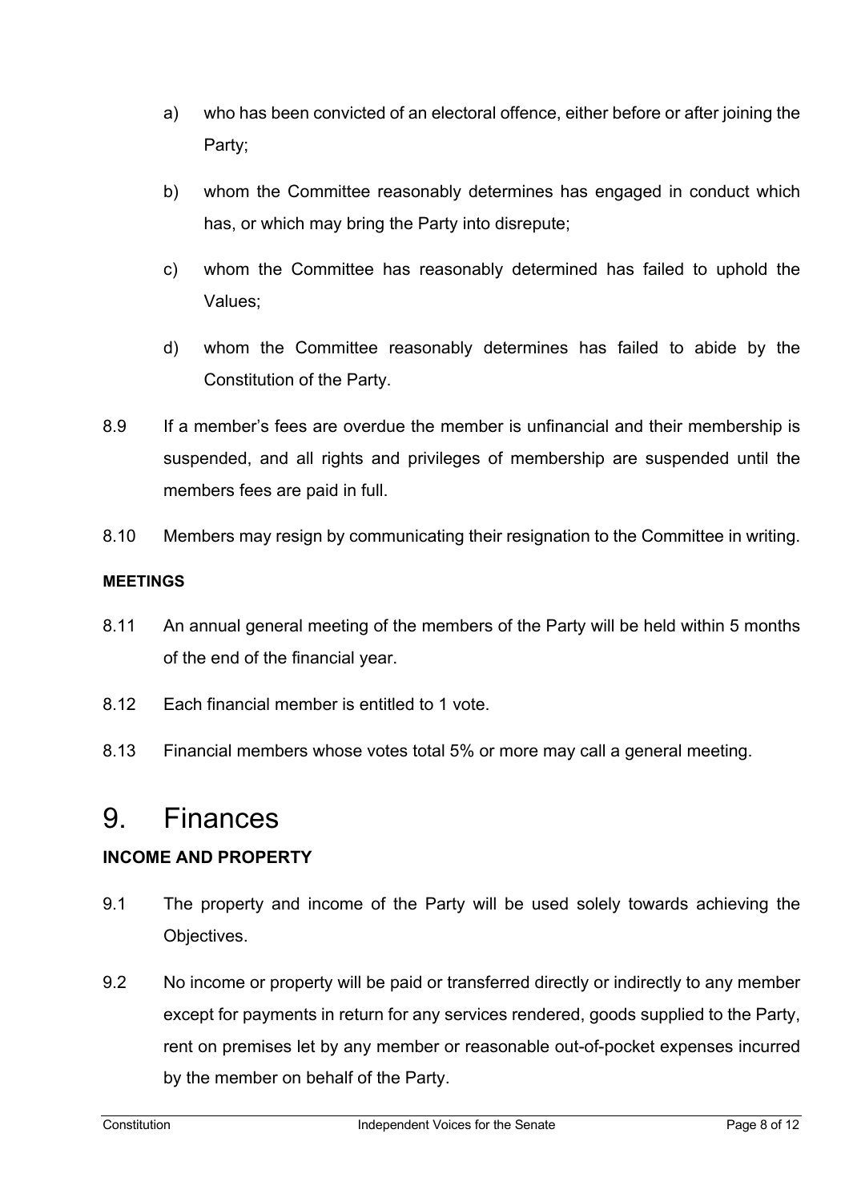a) who has been convicted of an electoral offence, either before or after joining the Party;

b) whom the Committee reasonably determines has engaged in conduct which has, or which may bring the Party into disrepute;

c) whom the Committee has reasonably determined has failed to uphold the Values;

d) whom the Committee reasonably determines has failed to abide by the Constitution of the Party.

8.9 If a member's fees are overdue the member is unfinancial and their membership is suspended, and all rights and privileges of membership are suspended until the members fees are paid in full.

8.10 Members may resign by communicating their resignation to the Committee in writing.

**MEETINGS**

8.11 An annual general meeting of the members of the Party will be held within 5 months of the end of the financial year.

8.12 Each financial member is entitled to 1 vote.

8.13 Financial members whose votes total 5% or more may call a general meeting.

# 9. Finances

**INCOME AND PROPERTY**

9.1 The property and income of the Party will be used solely towards achieving the Objectives.

9.2 No income or property will be paid or transferred directly or indirectly to any member except for payments in return for any services rendered, goods supplied to the Party, rent on premises let by any member or reasonable out-of-pocket expenses incurred by the member on behalf of the Party.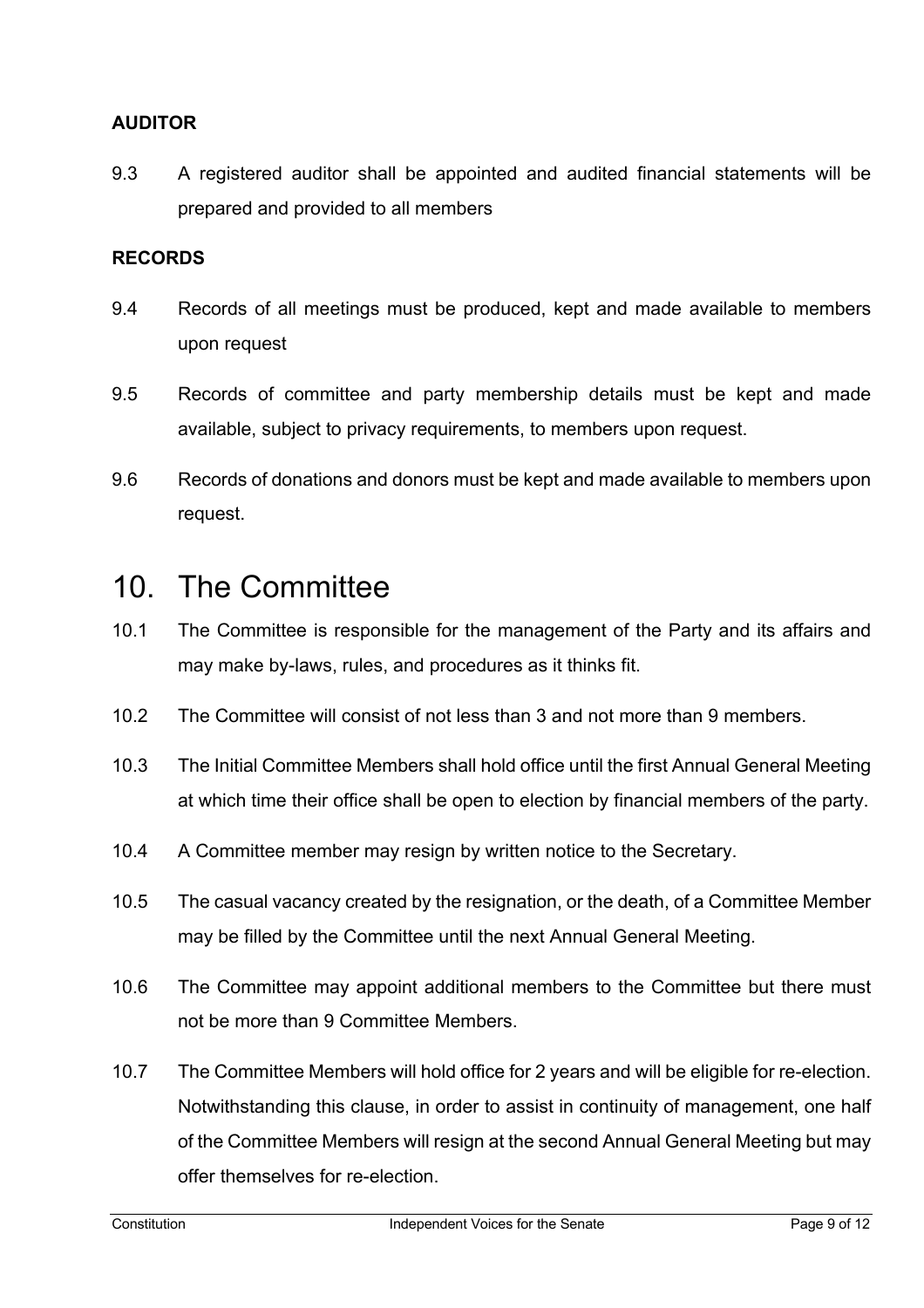**AUDITOR**

9.3 A registered auditor shall be appointed and audited financial statements will be prepared and provided to all members

**RECORDS**

9.4 Records of all meetings must be produced, kept and made available to members upon request

9.5 Records of committee and party membership details must be kept and made available, subject to privacy requirements, to members upon request.

9.6 Records of donations and donors must be kept and made available to members upon request.

# 10. The Committee

10.1 The Committee is responsible for the management of the Party and its affairs and may make by-laws, rules, and procedures as it thinks fit.

10.2 The Committee will consist of not less than 3 and not more than 9 members.

10.3 The Initial Committee Members shall hold office until the first Annual General Meeting at which time their office shall be open to election by financial members of the party.

10.4 A Committee member may resign by written notice to the Secretary.

10.5 The casual vacancy created by the resignation, or the death, of a Committee Member may be filled by the Committee until the next Annual General Meeting.

10.6 The Committee may appoint additional members to the Committee but there must not be more than 9 Committee Members.

10.7 The Committee Members will hold office for 2 years and will be eligible for re-election. Notwithstanding this clause, in order to assist in continuity of management, one half of the Committee Members will resign at the second Annual General Meeting but may offer themselves for re-election.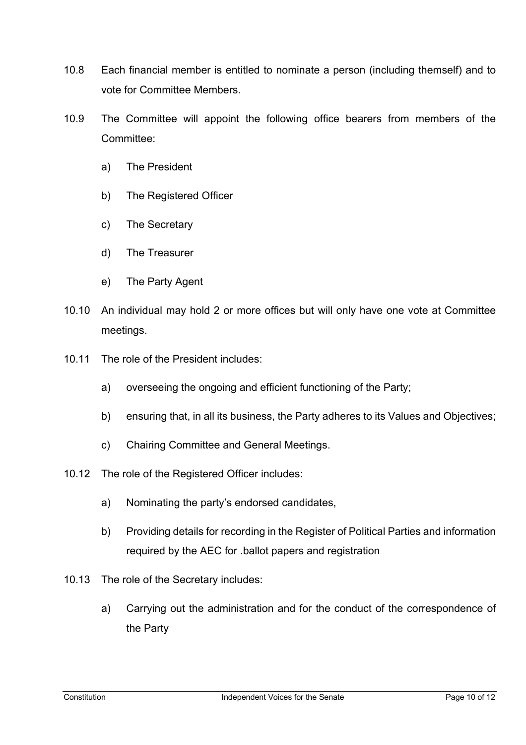10.8 Each financial member is entitled to nominate a person (including themself) and to vote for Committee Members.

10.9 The Committee will appoint the following office bearers from members of the Committee:

a) The President

b) The Registered Officer

c) The Secretary

d) The Treasurer

e) The Party Agent

10.10 An individual may hold 2 or more offices but will only have one vote at Committee meetings.

10.11 The role of the President includes:

a) overseeing the ongoing and efficient functioning of the Party;

b) ensuring that, in all its business, the Party adheres to its Values and Objectives;

c) Chairing Committee and General Meetings.

10.12 The role of the Registered Officer includes:

a) Nominating the party's endorsed candidates,

b) Providing details for recording in the Register of Political Parties and information required by the AEC for .ballot papers and registration

10.13 The role of the Secretary includes:

a) Carrying out the administration and for the conduct of the correspondence of the Party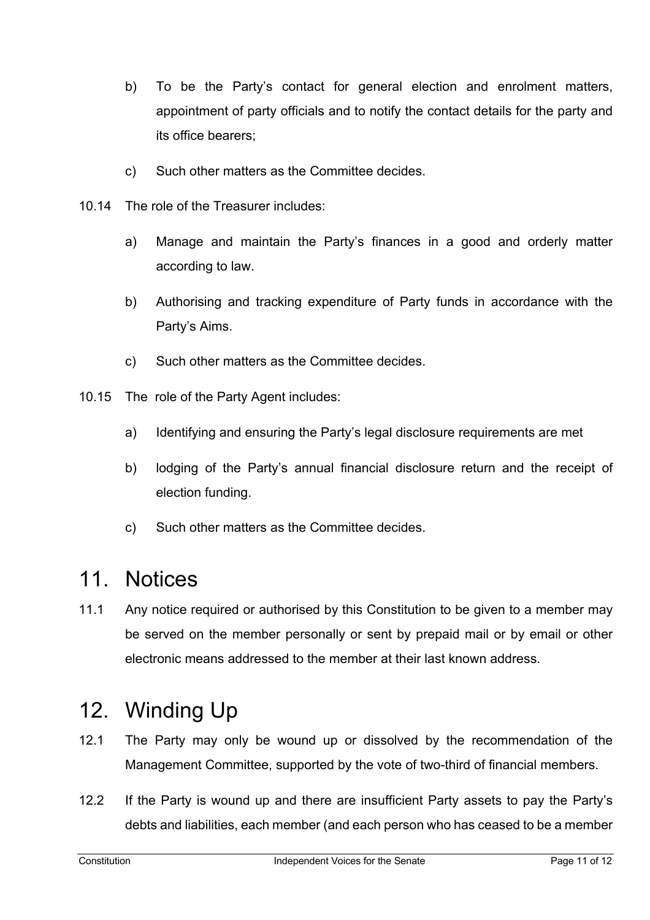b) To be the Party's contact for general election and enrolment matters, appointment of party officials and to notify the contact details for the party and its office bearers;

c) Such other matters as the Committee decides.

10.14 The role of the Treasurer includes:

a) Manage and maintain the Party's finances in a good and orderly matter according to law.

b) Authorising and tracking expenditure of Party funds in accordance with the Party's Aims.

c) Such other matters as the Committee decides.

10.15 The role of the Party Agent includes:

a) Identifying and ensuring the Party's legal disclosure requirements are met

b) lodging of the Party's annual financial disclosure return and the receipt of election funding.

c) Such other matters as the Committee decides.

# 11. Notices

11.1 Any notice required or authorised by this Constitution to be given to a member may be served on the member personally or sent by prepaid mail or by email or other electronic means addressed to the member at their last known address.

# 12. Winding Up

12.1 The Party may only be wound up or dissolved by the recommendation of the Management Committee, supported by the vote of two-third of financial members.

12.2 If the Party is wound up and there are insufficient Party assets to pay the Party's debts and liabilities, each member (and each person who has ceased to be a member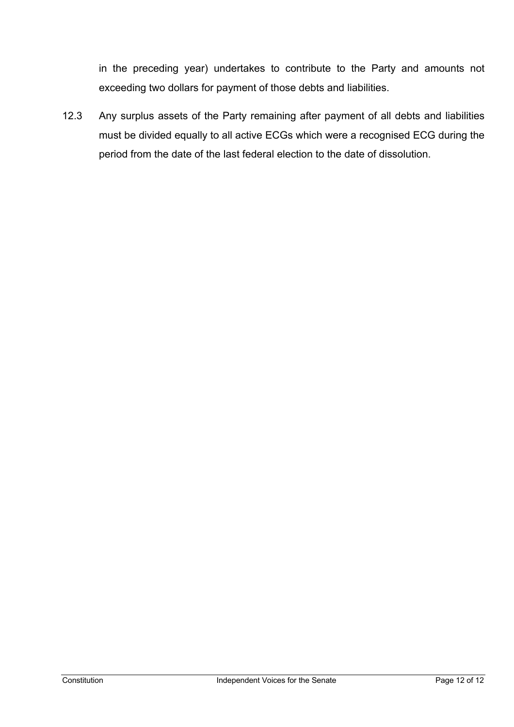in the preceding year) undertakes to contribute to the Party and amounts not exceeding two dollars for payment of those debts and liabilities.

12.3 Any surplus assets of the Party remaining after payment of all debts and liabilities must be divided equally to all active ECGs which were a recognised ECG during the period from the date of the last federal election to the date of dissolution.